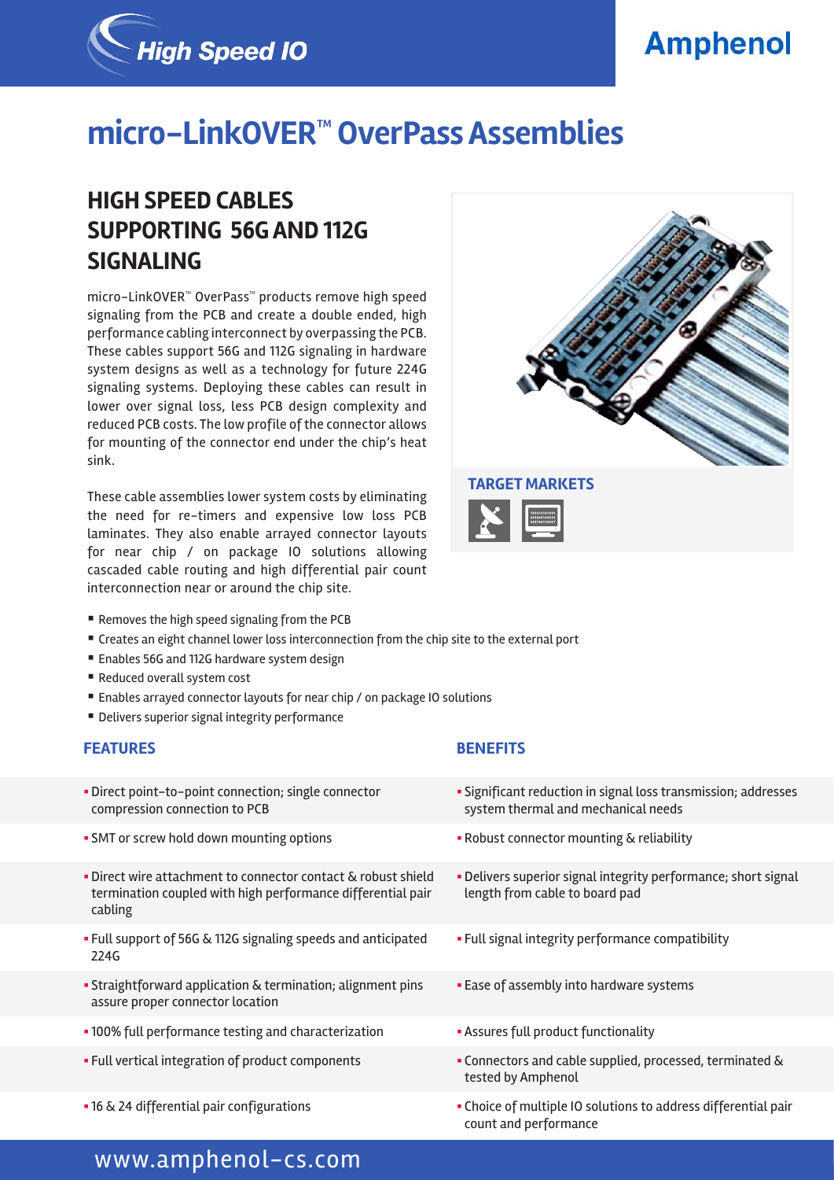# micro-LinkOVER™ OverPass Assemblies

## HIGH SPEED CABLES SUPPORTING 56G AND 112G SIGNALING

micro-LinkOVER™ OverPass™ products remove high speed signaling from the PCB and create a double ended, high performance cabling interconnect by overpassing the PCB. These cables support 56G and 112G signaling in hardware system designs as well as a technology for future 224G signaling systems. Deploying these cables can result in lower over signal loss, less PCB design complexity and reduced PCB costs. The low profile of the connector allows for mounting of the connector end under the chip's heat sink.

These cable assemblies lower system costs by eliminating the need for re-timers and expensive low loss PCB laminates. They also enable arrayed connector layouts for near chip / on package IO solutions allowing cascaded cable routing and high differential pair count interconnection near or around the chip site.

**TARGET MARKETS**

- Removes the high speed signaling from the PCB
- Creates an eight channel lower loss interconnection from the chip site to the external port
- Enables 56G and 112G hardware system design
- Reduced overall system cost
- Enables arrayed connector layouts for near chip / on package IO solutions
- Delivers superior signal integrity performance

| FEATURES | BENEFITS |
| --- | --- |
| Direct point-to-point connection; single connector compression connection to PCB | Significant reduction in signal loss transmission; addresses system thermal and mechanical needs |
| SMT or screw hold down mounting options | Robust connector mounting & reliability |
| Direct wire attachment to connector contact & robust shield termination coupled with high performance differential pair cabling | Delivers superior signal integrity performance; short signal length from cable to board pad |
| Full support of 56G & 112G signaling speeds and anticipated 224G | Full signal integrity performance compatibility |
| Straightforward application & termination; alignment pins assure proper connector location | Ease of assembly into hardware systems |
| 100% full performance testing and characterization | Assures full product functionality |
| Full vertical integration of product components | Connectors and cable supplied, processed, terminated & tested by Amphenol |
| 16 & 24 differential pair configurations | Choice of multiple IO solutions to address differential pair count and performance |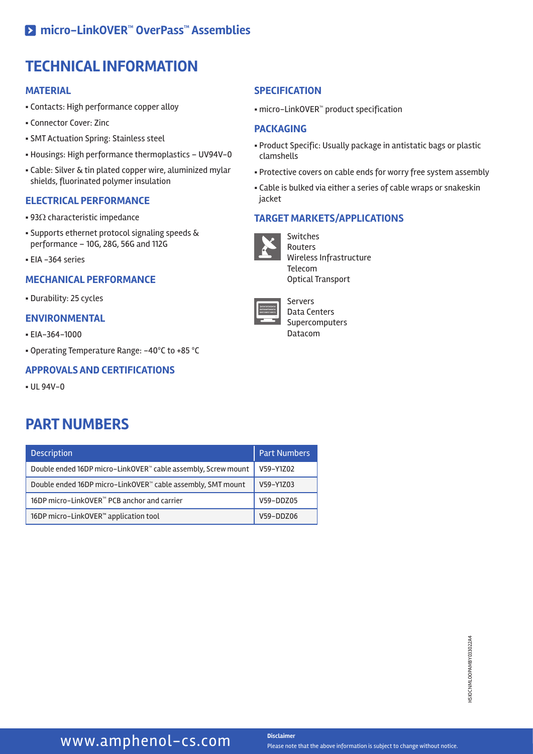# micro-LinkOVER™ OverPass™ Assemblies

## TECHNICAL INFORMATION

### MATERIAL

- Contacts: High performance copper alloy
- Connector Cover: Zinc
- SMT Actuation Spring: Stainless steel
- Housings: High performance thermoplastics – UV94V-0
- Cable: Silver & tin plated copper wire, aluminized mylar shields, fluorinated polymer insulation

### ELECTRICAL PERFORMANCE

- 93Ω characteristic impedance
- Supports ethernet protocol signaling speeds & performance – 10G, 28G, 56G and 112G
- EIA -364 series

### MECHANICAL PERFORMANCE

- Durability: 25 cycles

### ENVIRONMENTAL

- EIA-364-1000
- Operating Temperature Range: -40°C to +85 °C

### APPROVALS AND CERTIFICATIONS

- UL 94V-0

### SPECIFICATION

- micro-LinkOVER™ product specification

### PACKAGING

- Product Specific: Usually package in antistatic bags or plastic clamshells
- Protective covers on cable ends for worry free system assembly
- Cable is bulked via either a series of cable wraps or snakeskin jacket

### TARGET MARKETS/APPLICATIONS

Switches
Routers
Wireless Infrastructure
Telecom
Optical Transport

Servers
Data Centers
Supercomputers
Datacom

## PART NUMBERS

| Description | Part Numbers |
|---|---|
| Double ended 16DP micro-LinkOVER™ cable assembly, Screw mount | V59-Y1Z02 |
| Double ended 16DP micro-LinkOVER™ cable assembly, SMT mount | V59-Y1Z03 |
| 16DP micro-LinkOVER™ PCB anchor and carrier | V59-DDZ05 |
| 16DP micro-LinkOVER™ application tool | V59-DDZ06 |

HS10CNMLOOPAMBY030224

www.amphenol-cs.com

**Disclaimer**
Please note that the above information is subject to change without notice.